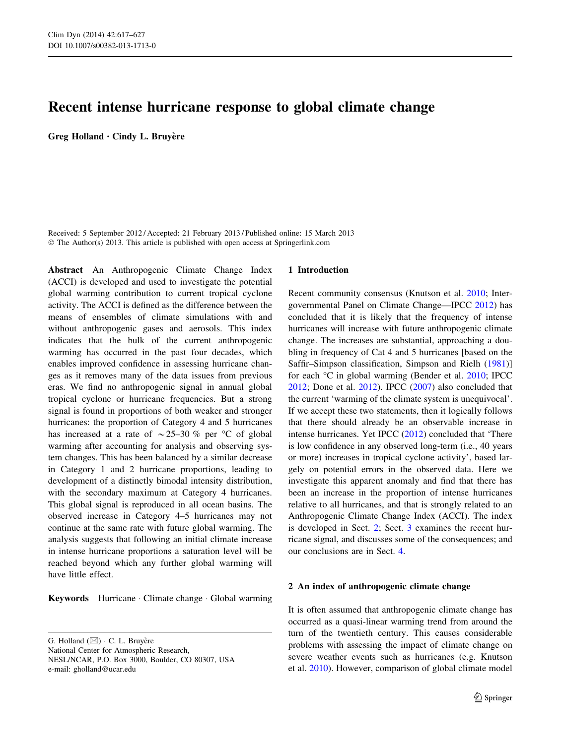# Recent intense hurricane response to global climate change

**Greg Holland · Cindy L. Bruyère**

Received: 5 September 2012 / Accepted: 21 February 2013 / Published online: 15 March 2013
© The Author(s) 2013. This article is published with open access at Springerlink.com

**Abstract** An Anthropogenic Climate Change Index (ACCI) is developed and used to investigate the potential global warming contribution to current tropical cyclone activity. The ACCI is defined as the difference between the means of ensembles of climate simulations with and without anthropogenic gases and aerosols. This index indicates that the bulk of the current anthropogenic warming has occurred in the past four decades, which enables improved confidence in assessing hurricane changes as it removes many of the data issues from previous eras. We find no anthropogenic signal in annual global tropical cyclone or hurricane frequencies. But a strong signal is found in proportions of both weaker and stronger hurricanes: the proportion of Category 4 and 5 hurricanes has increased at a rate of ~25–30 % per °C of global warming after accounting for analysis and observing system changes. This has been balanced by a similar decrease in Category 1 and 2 hurricane proportions, leading to development of a distinctly bimodal intensity distribution, with the secondary maximum at Category 4 hurricanes. This global signal is reproduced in all ocean basins. The observed increase in Category 4–5 hurricanes may not continue at the same rate with future global warming. The analysis suggests that following an initial climate increase in intense hurricane proportions a saturation level will be reached beyond which any further global warming will have little effect.

**Keywords** Hurricane · Climate change · Global warming

G. Holland (✉) · C. L. Bruyère
National Center for Atmospheric Research,
NESL/NCAR, P.O. Box 3000, Boulder, CO 80307, USA
e-mail: gholland@ucar.edu

## 1 Introduction

Recent community consensus (Knutson et al. 2010; Intergovernmental Panel on Climate Change—IPCC 2012) has concluded that it is likely that the frequency of intense hurricanes will increase with future anthropogenic climate change. The increases are substantial, approaching a doubling in frequency of Cat 4 and 5 hurricanes [based on the Saffir–Simpson classification, Simpson and Riehl (1981)] for each °C in global warming (Bender et al. 2010; IPCC 2012; Done et al. 2012). IPCC (2007) also concluded that the current 'warming of the climate system is unequivocal'. If we accept these two statements, then it logically follows that there should already be an observable increase in intense hurricanes. Yet IPCC (2012) concluded that 'There is low confidence in any observed long-term (i.e., 40 years or more) increases in tropical cyclone activity', based largely on potential errors in the observed data. Here we investigate this apparent anomaly and find that there has been an increase in the proportion of intense hurricanes relative to all hurricanes, and that is strongly related to an Anthropogenic Climate Change Index (ACCI). The index is developed in Sect. 2; Sect. 3 examines the recent hurricane signal, and discusses some of the consequences; and our conclusions are in Sect. 4.

## 2 An index of anthropogenic climate change

It is often assumed that anthropogenic climate change has occurred as a quasi-linear warming trend from around the turn of the twentieth century. This causes considerable problems with assessing the impact of climate change on severe weather events such as hurricanes (e.g. Knutson et al. 2010). However, comparison of global climate model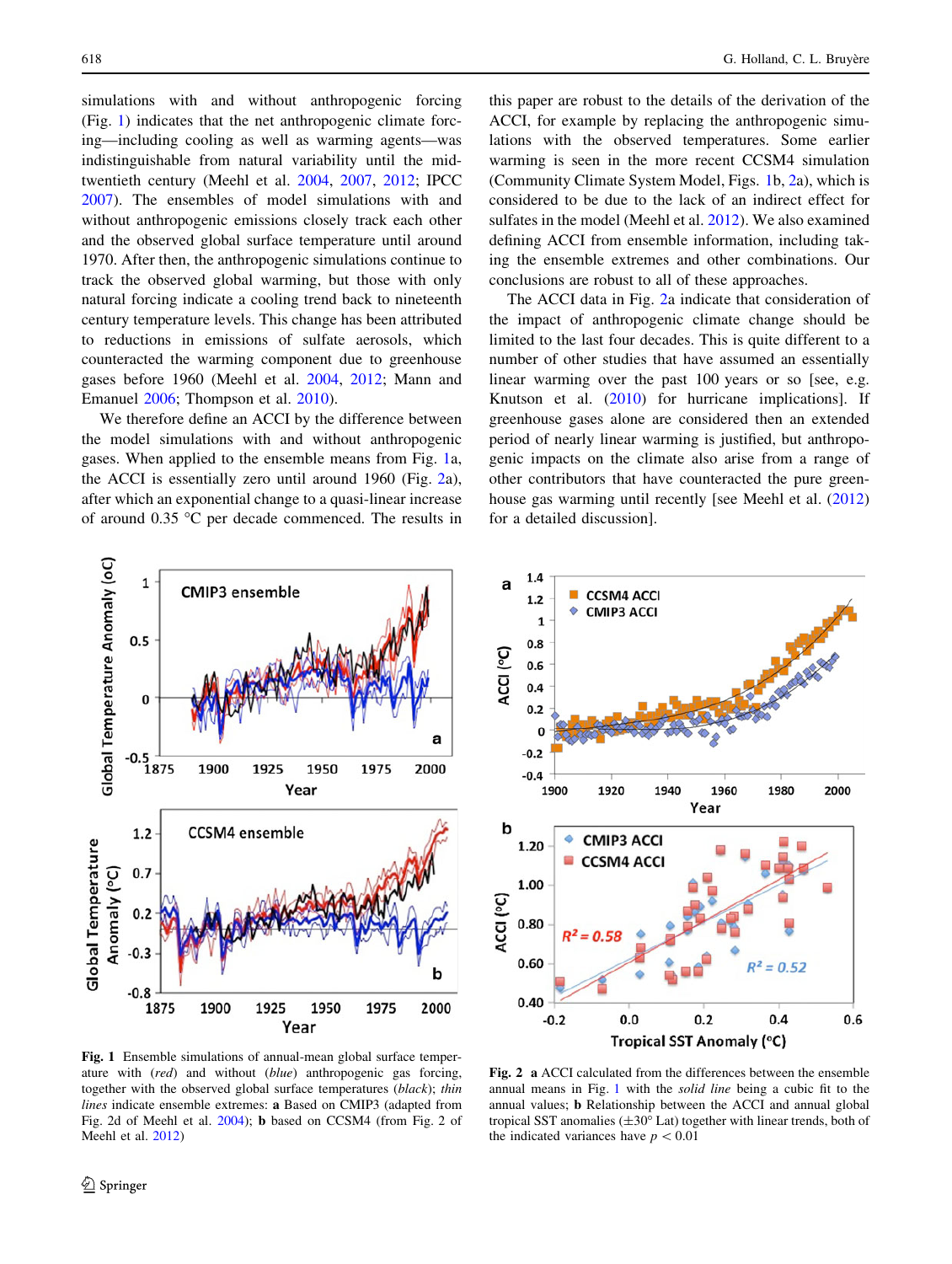simulations with and without anthropogenic forcing (Fig. 1) indicates that the net anthropogenic climate forcing—including cooling as well as warming agents—was indistinguishable from natural variability until the mid-twentieth century (Meehl et al. 2004, 2007, 2012; IPCC 2007). The ensembles of model simulations with and without anthropogenic emissions closely track each other and the observed global surface temperature until around 1970. After then, the anthropogenic simulations continue to track the observed global warming, but those with only natural forcing indicate a cooling trend back to nineteenth century temperature levels. This change has been attributed to reductions in emissions of sulfate aerosols, which counteracted the warming component due to greenhouse gases before 1960 (Meehl et al. 2004, 2012; Mann and Emanuel 2006; Thompson et al. 2010).

We therefore define an ACCI by the difference between the model simulations with and without anthropogenic gases. When applied to the ensemble means from Fig. 1a, the ACCI is essentially zero until around 1960 (Fig. 2a), after which an exponential change to a quasi-linear increase of around 0.35 °C per decade commenced. The results in this paper are robust to the details of the derivation of the ACCI, for example by replacing the anthropogenic simulations with the observed temperatures. Some earlier warming is seen in the more recent CCSM4 simulation (Community Climate System Model, Figs. 1b, 2a), which is considered to be due to the lack of an indirect effect for sulfates in the model (Meehl et al. 2012). We also examined defining ACCI from ensemble information, including taking the ensemble extremes and other combinations. Our conclusions are robust to all of these approaches.

The ACCI data in Fig. 2a indicate that consideration of the impact of anthropogenic climate change should be limited to the last four decades. This is quite different to a number of other studies that have assumed an essentially linear warming over the past 100 years or so [see, e.g. Knutson et al. (2010) for hurricane implications]. If greenhouse gases alone are considered then an extended period of nearly linear warming is justified, but anthropogenic impacts on the climate also arise from a range of other contributors that have counteracted the pure greenhouse gas warming until recently [see Meehl et al. (2012) for a detailed discussion].

**Fig. 1** Ensemble simulations of annual-mean global surface temperature with (*red*) and without (*blue*) anthropogenic gas forcing, together with the observed global surface temperatures (*black*); *thin lines* indicate ensemble extremes: **a** Based on CMIP3 (adapted from Fig. 2d of Meehl et al. 2004); **b** based on CCSM4 (from Fig. 2 of Meehl et al. 2012)

**Fig. 2** **a** ACCI calculated from the differences between the ensemble annual means in Fig. 1 with the *solid line* being a cubic fit to the annual values; **b** Relationship between the ACCI and annual global tropical SST anomalies (±30° Lat) together with linear trends, both of the indicated variances have $p < 0.01$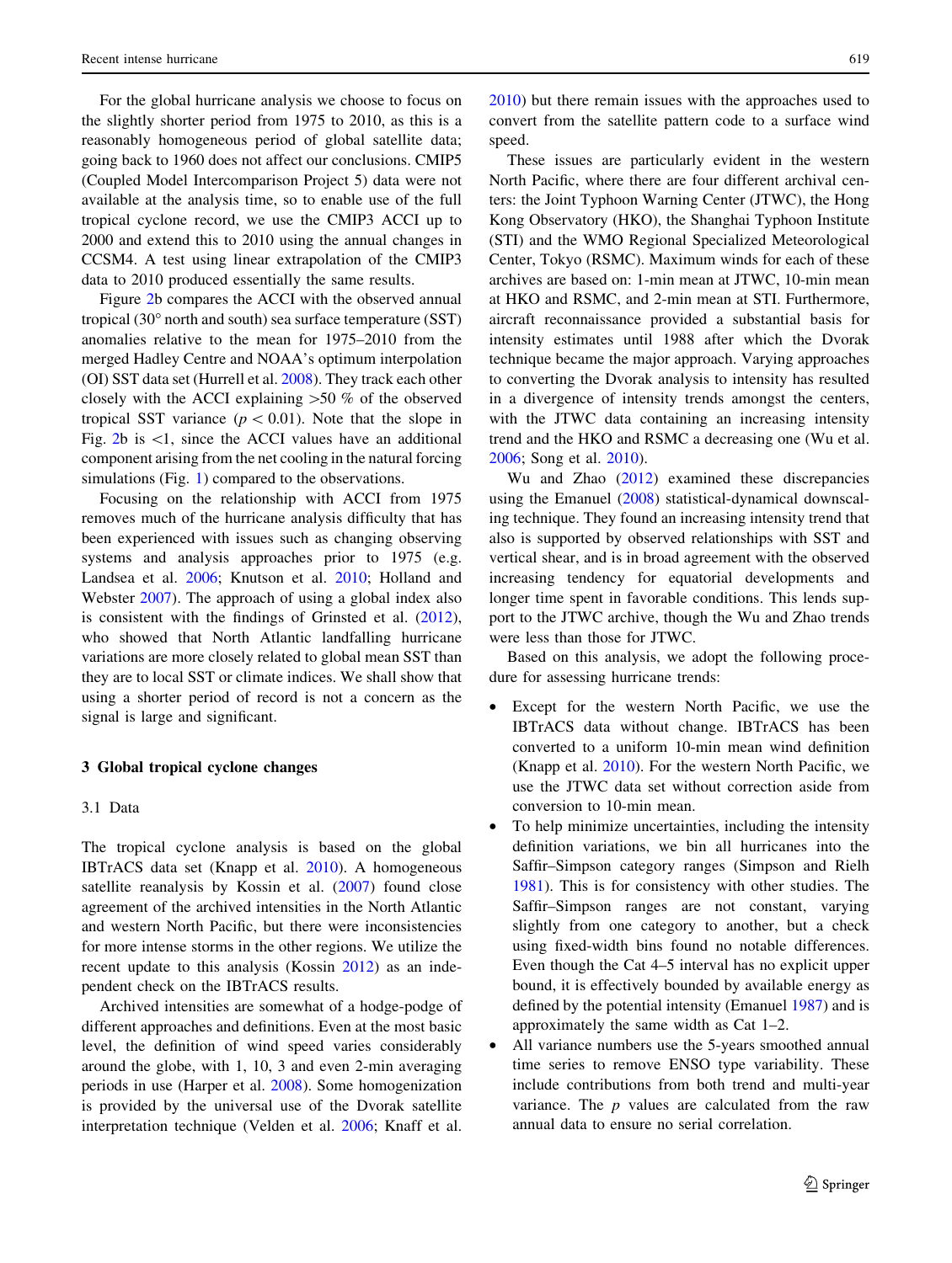For the global hurricane analysis we choose to focus on the slightly shorter period from 1975 to 2010, as this is a reasonably homogeneous period of global satellite data; going back to 1960 does not affect our conclusions. CMIP5 (Coupled Model Intercomparison Project 5) data were not available at the analysis time, so to enable use of the full tropical cyclone record, we use the CMIP3 ACCI up to 2000 and extend this to 2010 using the annual changes in CCSM4. A test using linear extrapolation of the CMIP3 data to 2010 produced essentially the same results.

Figure 2b compares the ACCI with the observed annual tropical (30° north and south) sea surface temperature (SST) anomalies relative to the mean for 1975–2010 from the merged Hadley Centre and NOAA's optimum interpolation (OI) SST data set (Hurrell et al. 2008). They track each other closely with the ACCI explaining >50 % of the observed tropical SST variance ($p < 0.01$). Note that the slope in Fig. 2b is <1, since the ACCI values have an additional component arising from the net cooling in the natural forcing simulations (Fig. 1) compared to the observations.

Focusing on the relationship with ACCI from 1975 removes much of the hurricane analysis difficulty that has been experienced with issues such as changing observing systems and analysis approaches prior to 1975 (e.g. Landsea et al. 2006; Knutson et al. 2010; Holland and Webster 2007). The approach of using a global index also is consistent with the findings of Grinsted et al. (2012), who showed that North Atlantic landfalling hurricane variations are more closely related to global mean SST than they are to local SST or climate indices. We shall show that using a shorter period of record is not a concern as the signal is large and significant.

## 3 Global tropical cyclone changes

### 3.1 Data

The tropical cyclone analysis is based on the global IBTrACS data set (Knapp et al. 2010). A homogeneous satellite reanalysis by Kossin et al. (2007) found close agreement of the archived intensities in the North Atlantic and western North Pacific, but there were inconsistencies for more intense storms in the other regions. We utilize the recent update to this analysis (Kossin 2012) as an independent check on the IBTrACS results.

Archived intensities are somewhat of a hodge-podge of different approaches and definitions. Even at the most basic level, the definition of wind speed varies considerably around the globe, with 1, 10, 3 and even 2-min averaging periods in use (Harper et al. 2008). Some homogenization is provided by the universal use of the Dvorak satellite interpretation technique (Velden et al. 2006; Knaff et al. 2010) but there remain issues with the approaches used to convert from the satellite pattern code to a surface wind speed.

These issues are particularly evident in the western North Pacific, where there are four different archival centers: the Joint Typhoon Warning Center (JTWC), the Hong Kong Observatory (HKO), the Shanghai Typhoon Institute (STI) and the WMO Regional Specialized Meteorological Center, Tokyo (RSMC). Maximum winds for each of these archives are based on: 1-min mean at JTWC, 10-min mean at HKO and RSMC, and 2-min mean at STI. Furthermore, aircraft reconnaissance provided a substantial basis for intensity estimates until 1988 after which the Dvorak technique became the major approach. Varying approaches to converting the Dvorak analysis to intensity has resulted in a divergence of intensity trends amongst the centers, with the JTWC data containing an increasing intensity trend and the HKO and RSMC a decreasing one (Wu et al. 2006; Song et al. 2010).

Wu and Zhao (2012) examined these discrepancies using the Emanuel (2008) statistical-dynamical downscaling technique. They found an increasing intensity trend that also is supported by observed relationships with SST and vertical shear, and is in broad agreement with the observed increasing tendency for equatorial developments and longer time spent in favorable conditions. This lends support to the JTWC archive, though the Wu and Zhao trends were less than those for JTWC.

Based on this analysis, we adopt the following procedure for assessing hurricane trends:

- Except for the western North Pacific, we use the IBTrACS data without change. IBTrACS has been converted to a uniform 10-min mean wind definition (Knapp et al. 2010). For the western North Pacific, we use the JTWC data set without correction aside from conversion to 10-min mean.
- To help minimize uncertainties, including the intensity definition variations, we bin all hurricanes into the Saffir–Simpson category ranges (Simpson and Riehl 1981). This is for consistency with other studies. The Saffir–Simpson ranges are not constant, varying slightly from one category to another, but a check using fixed-width bins found no notable differences. Even though the Cat 4–5 interval has no explicit upper bound, it is effectively bounded by available energy as defined by the potential intensity (Emanuel 1987) and is approximately the same width as Cat 1–2.
- All variance numbers use the 5-years smoothed annual time series to remove ENSO type variability. These include contributions from both trend and multi-year variance. The $p$ values are calculated from the raw annual data to ensure no serial correlation.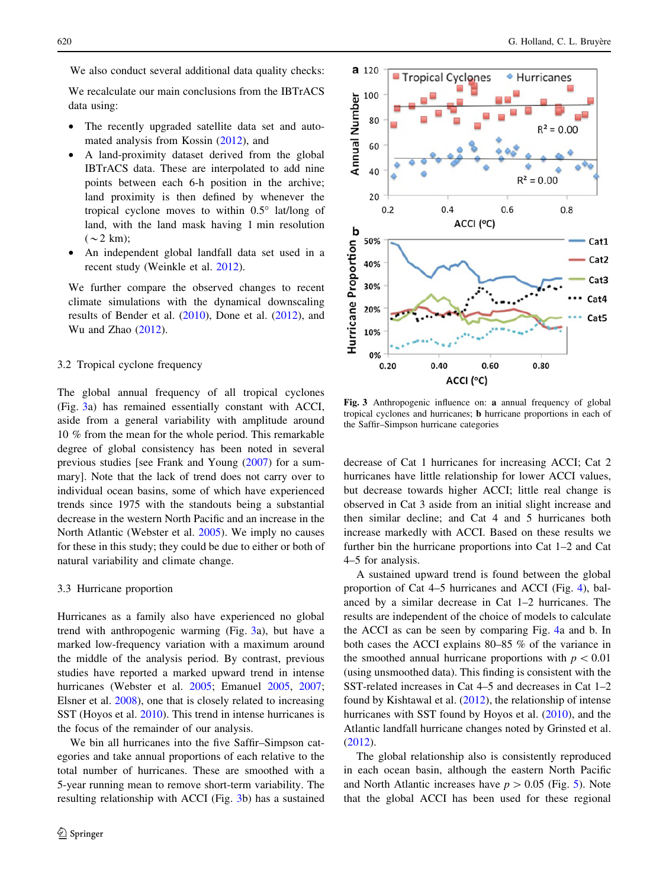We also conduct several additional data quality checks:

We recalculate our main conclusions from the IBTrACS data using:

- The recently upgraded satellite data set and automated analysis from Kossin (2012), and
- A land-proximity dataset derived from the global IBTrACS data. These are interpolated to add nine points between each 6-h position in the archive; land proximity is then defined by whenever the tropical cyclone moves to within 0.5° lat/long of land, with the land mask having 1 min resolution ($\sim$2 km);
- An independent global landfall data set used in a recent study (Weinkle et al. 2012).

We further compare the observed changes to recent climate simulations with the dynamical downscaling results of Bender et al. (2010), Done et al. (2012), and Wu and Zhao (2012).

### 3.2 Tropical cyclone frequency

The global annual frequency of all tropical cyclones (Fig. 3a) has remained essentially constant with ACCI, aside from a general variability with amplitude around 10 % from the mean for the whole period. This remarkable degree of global consistency has been noted in several previous studies [see Frank and Young (2007) for a summary]. Note that the lack of trend does not carry over to individual ocean basins, some of which have experienced trends since 1975 with the standouts being a substantial decrease in the western North Pacific and an increase in the North Atlantic (Webster et al. 2005). We imply no causes for these in this study; they could be due to either or both of natural variability and climate change.

### 3.3 Hurricane proportion

Hurricanes as a family also have experienced no global trend with anthropogenic warming (Fig. 3a), but have a marked low-frequency variation with a maximum around the middle of the analysis period. By contrast, previous studies have reported a marked upward trend in intense hurricanes (Webster et al. 2005; Emanuel 2005, 2007; Elsner et al. 2008), one that is closely related to increasing SST (Hoyos et al. 2010). This trend in intense hurricanes is the focus of the remainder of our analysis.

We bin all hurricanes into the five Saffir–Simpson categories and take annual proportions of each relative to the total number of hurricanes. These are smoothed with a 5-year running mean to remove short-term variability. The resulting relationship with ACCI (Fig. 3b) has a sustained decrease of Cat 1 hurricanes for increasing ACCI; Cat 2 hurricanes have little relationship for lower ACCI values, but decrease towards higher ACCI; little real change is observed in Cat 3 aside from an initial slight increase and then similar decline; and Cat 4 and 5 hurricanes both increase markedly with ACCI. Based on these results we further bin the hurricane proportions into Cat 1–2 and Cat 4–5 for analysis.

**Fig. 3** Anthropogenic influence on: **a** annual frequency of global tropical cyclones and hurricanes; **b** hurricane proportions in each of the Saffir–Simpson hurricane categories

A sustained upward trend is found between the global proportion of Cat 4–5 hurricanes and ACCI (Fig. 4), balanced by a similar decrease in Cat 1–2 hurricanes. The results are independent of the choice of models to calculate the ACCI as can be seen by comparing Fig. 4a and b. In both cases the ACCI explains 80–85 % of the variance in the smoothed annual hurricane proportions with $p < 0.01$ (using unsmoothed data). This finding is consistent with the SST-related increases in Cat 4–5 and decreases in Cat 1–2 found by Kishtawal et al. (2012), the relationship of intense hurricanes with SST found by Hoyos et al. (2010), and the Atlantic landfall hurricane changes noted by Grinsted et al. (2012).

The global relationship also is consistently reproduced in each ocean basin, although the eastern North Pacific and North Atlantic increases have $p > 0.05$ (Fig. 5). Note that the global ACCI has been used for these regional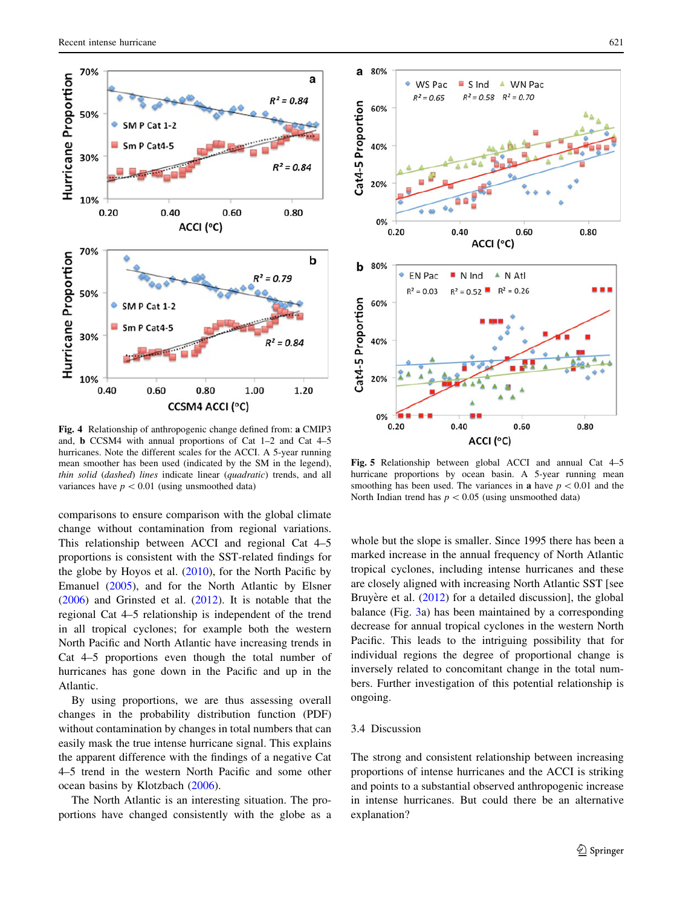**Fig. 4** Relationship of anthropogenic change defined from: **a** CMIP3 and, **b** CCSM4 with annual proportions of Cat 1–2 and Cat 4–5 hurricanes. Note the different scales for the ACCI. A 5-year running mean smoother has been used (indicated by the SM in the legend), *thin solid* (*dashed*) *lines* indicate linear (*quadratic*) trends, and all variances have $p < 0.01$ (using unsmoothed data)

**Fig. 5** Relationship between global ACCI and annual Cat 4–5 hurricane proportions by ocean basin. A 5-year running mean smoothing has been used. The variances in **a** have $p < 0.01$ and the North Indian trend has $p < 0.05$ (using unsmoothed data)

comparisons to ensure comparison with the global climate change without contamination from regional variations. This relationship between ACCI and regional Cat 4–5 proportions is consistent with the SST-related findings for the globe by Hoyos et al. (2010), for the North Pacific by Emanuel (2005), and for the North Atlantic by Elsner (2006) and Grinsted et al. (2012). It is notable that the regional Cat 4–5 relationship is independent of the trend in all tropical cyclones; for example both the western North Pacific and North Atlantic have increasing trends in Cat 4–5 proportions even though the total number of hurricanes has gone down in the Pacific and up in the Atlantic.

By using proportions, we are thus assessing overall changes in the probability distribution function (PDF) without contamination by changes in total numbers that can easily mask the true intense hurricane signal. This explains the apparent difference with the findings of a negative Cat 4–5 trend in the western North Pacific and some other ocean basins by Klotzbach (2006).

The North Atlantic is an interesting situation. The proportions have changed consistently with the globe as a whole but the slope is smaller. Since 1995 there has been a marked increase in the annual frequency of North Atlantic tropical cyclones, including intense hurricanes and these are closely aligned with increasing North Atlantic SST [see Bruyère et al. (2012) for a detailed discussion], the global balance (Fig. 3a) has been maintained by a corresponding decrease for annual tropical cyclones in the western North Pacific. This leads to the intriguing possibility that for individual regions the degree of proportional change is inversely related to concomitant change in the total numbers. Further investigation of this potential relationship is ongoing.

### 3.4 Discussion

The strong and consistent relationship between increasing proportions of intense hurricanes and the ACCI is striking and points to a substantial observed anthropogenic increase in intense hurricanes. But could there be an alternative explanation?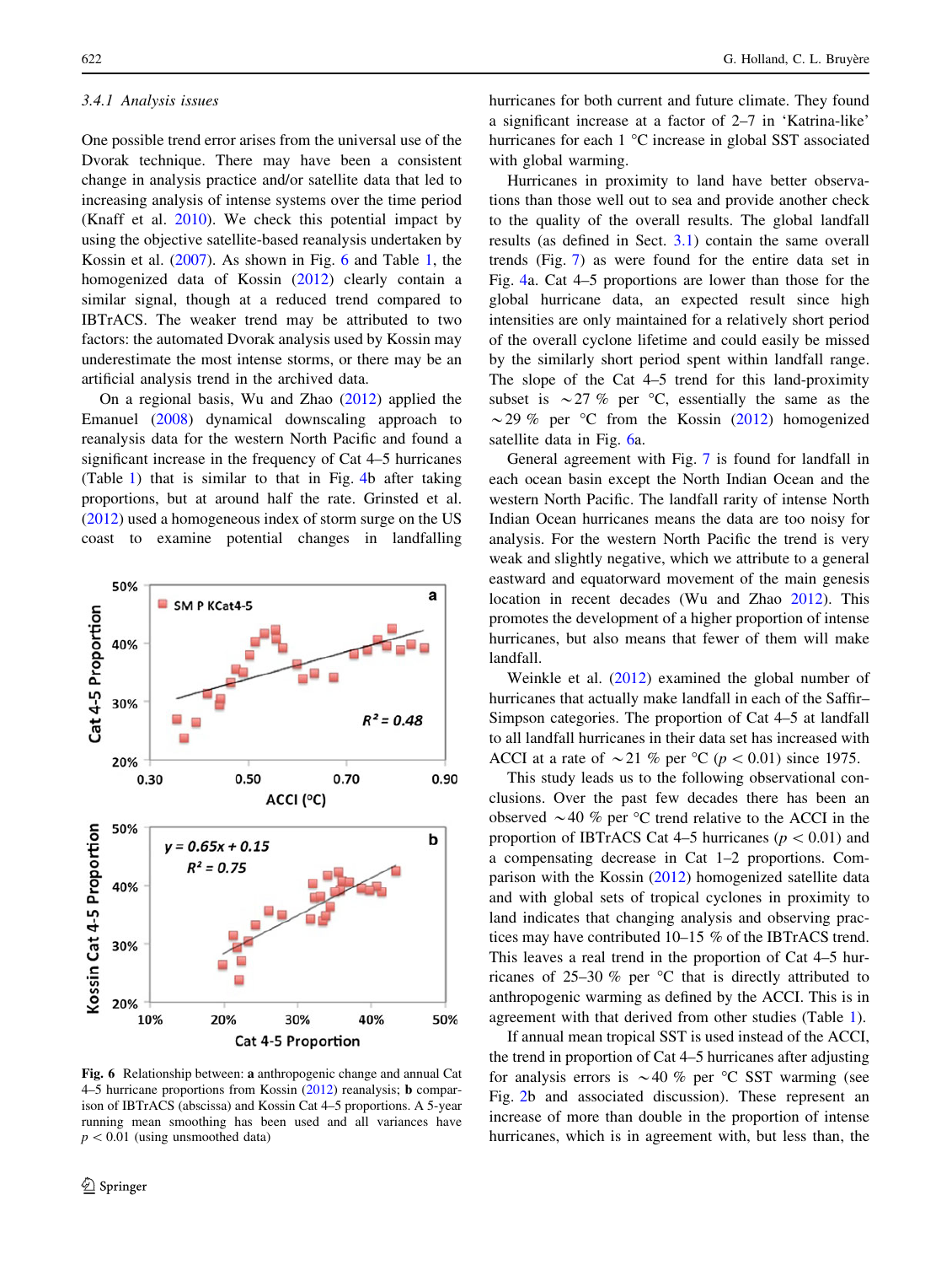#### 3.4.1 Analysis issues

One possible trend error arises from the universal use of the Dvorak technique. There may have been a consistent change in analysis practice and/or satellite data that led to increasing analysis of intense systems over the time period (Knaff et al. 2010). We check this potential impact by using the objective satellite-based reanalysis undertaken by Kossin et al. (2007). As shown in Fig. 6 and Table 1, the homogenized data of Kossin (2012) clearly contain a similar signal, though at a reduced trend compared to IBTrACS. The weaker trend may be attributed to two factors: the automated Dvorak analysis used by Kossin may underestimate the most intense storms, or there may be an artificial analysis trend in the archived data.

On a regional basis, Wu and Zhao (2012) applied the Emanuel (2008) dynamical downscaling approach to reanalysis data for the western North Pacific and found a significant increase in the frequency of Cat 4–5 hurricanes (Table 1) that is similar to that in Fig. 4b after taking proportions, but at around half the rate. Grinsted et al. (2012) used a homogeneous index of storm surge on the US coast to examine potential changes in landfalling hurricanes for both current and future climate. They found a significant increase at a factor of 2–7 in 'Katrina-like' hurricanes for each 1 °C increase in global SST associated with global warming.

Fig. 6 Relationship between: **a** anthropogenic change and annual Cat 4–5 hurricane proportions from Kossin (2012) reanalysis; **b** comparison of IBTrACS (abscissa) and Kossin Cat 4–5 proportions. A 5-year running mean smoothing has been used and all variances have $p < 0.01$ (using unsmoothed data)

Hurricanes in proximity to land have better observations than those well out to sea and provide another check to the quality of the overall results. The global landfall results (as defined in Sect. 3.1) contain the same overall trends (Fig. 7) as were found for the entire data set in Fig. 4a. Cat 4–5 proportions are lower than those for the global hurricane data, an expected result since high intensities are only maintained for a relatively short period of the overall cyclone lifetime and could easily be missed by the similarly short period spent within landfall range. The slope of the Cat 4–5 trend for this land-proximity subset is ~27 % per °C, essentially the same as the ~29 % per °C from the Kossin (2012) homogenized satellite data in Fig. 6a.

General agreement with Fig. 7 is found for landfall in each ocean basin except the North Indian Ocean and the western North Pacific. The landfall rarity of intense North Indian Ocean hurricanes means the data are too noisy for analysis. For the western North Pacific the trend is very weak and slightly negative, which we attribute to a general eastward and equatorward movement of the main genesis location in recent decades (Wu and Zhao 2012). This promotes the development of a higher proportion of intense hurricanes, but also means that fewer of them will make landfall.

Weinkle et al. (2012) examined the global number of hurricanes that actually make landfall in each of the Saffir–Simpson categories. The proportion of Cat 4–5 at landfall to all landfall hurricanes in their data set has increased with ACCI at a rate of ~21 % per °C ($p < 0.01$) since 1975.

This study leads us to the following observational conclusions. Over the past few decades there has been an observed ~40 % per °C trend relative to the ACCI in the proportion of IBTrACS Cat 4–5 hurricanes ($p < 0.01$) and a compensating decrease in Cat 1–2 proportions. Comparison with the Kossin (2012) homogenized satellite data and with global sets of tropical cyclones in proximity to land indicates that changing analysis and observing practices may have contributed 10–15 % of the IBTrACS trend. This leaves a real trend in the proportion of Cat 4–5 hurricanes of 25–30 % per °C that is directly attributed to anthropogenic warming as defined by the ACCI. This is in agreement with that derived from other studies (Table 1).

If annual mean tropical SST is used instead of the ACCI, the trend in proportion of Cat 4–5 hurricanes after adjusting for analysis errors is ~40 % per °C SST warming (see Fig. 2b and associated discussion). These represent an increase of more than double in the proportion of intense hurricanes, which is in agreement with, but less than, the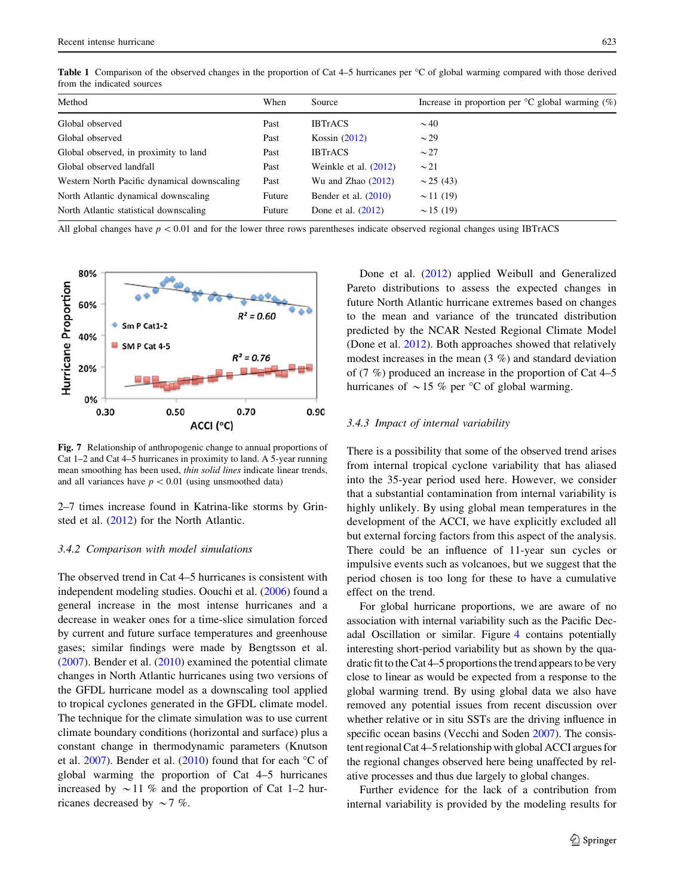**Table 1** Comparison of the observed changes in the proportion of Cat 4–5 hurricanes per °C of global warming compared with those derived from the indicated sources

| Method | When | Source | Increase in proportion per °C global warming (%) |
|---|---|---|---|
| Global observed | Past | IBTrACS | ~40 |
| Global observed | Past | Kossin (2012) | ~29 |
| Global observed, in proximity to land | Past | IBTrACS | ~27 |
| Global observed landfall | Past | Weinkle et al. (2012) | ~21 |
| Western North Pacific dynamical downscaling | Past | Wu and Zhao (2012) | ~25 (43) |
| North Atlantic dynamical downscaling | Future | Bender et al. (2010) | ~11 (19) |
| North Atlantic statistical downscaling | Future | Done et al. (2012) | ~15 (19) |

All global changes have $p < 0.01$ and for the lower three rows parentheses indicate observed regional changes using IBTrACS

**Fig. 7** Relationship of anthropogenic change to annual proportions of Cat 1–2 and Cat 4–5 hurricanes in proximity to land. A 5-year running mean smoothing has been used, *thin solid lines* indicate linear trends, and all variances have $p < 0.01$ (using unsmoothed data)

2–7 times increase found in Katrina-like storms by Grinsted et al. (2012) for the North Atlantic.

### 3.4.2 Comparison with model simulations

The observed trend in Cat 4–5 hurricanes is consistent with independent modeling studies. Oouchi et al. (2006) found a general increase in the most intense hurricanes and a decrease in weaker ones for a time-slice simulation forced by current and future surface temperatures and greenhouse gases; similar findings were made by Bengtsson et al. (2007). Bender et al. (2010) examined the potential climate changes in North Atlantic hurricanes using two versions of the GFDL hurricane model as a downscaling tool applied to tropical cyclones generated in the GFDL climate model. The technique for the climate simulation was to use current climate boundary conditions (horizontal and surface) plus a constant change in thermodynamic parameters (Knutson et al. 2007). Bender et al. (2010) found that for each °C of global warming the proportion of Cat 4–5 hurricanes increased by ~11 % and the proportion of Cat 1–2 hurricanes decreased by ~7 %.

Done et al. (2012) applied Weibull and Generalized Pareto distributions to assess the expected changes in future North Atlantic hurricane extremes based on changes to the mean and variance of the truncated distribution predicted by the NCAR Nested Regional Climate Model (Done et al. 2012). Both approaches showed that relatively modest increases in the mean (3 %) and standard deviation of (7 %) produced an increase in the proportion of Cat 4–5 hurricanes of ~15 % per °C of global warming.

### 3.4.3 Impact of internal variability

There is a possibility that some of the observed trend arises from internal tropical cyclone variability that has aliased into the 35-year period used here. However, we consider that a substantial contamination from internal variability is highly unlikely. By using global mean temperatures in the development of the ACCI, we have explicitly excluded all but external forcing factors from this aspect of the analysis. There could be an influence of 11-year sun cycles or impulsive events such as volcanoes, but we suggest that the period chosen is too long for these to have a cumulative effect on the trend.

For global hurricane proportions, we are aware of no association with internal variability such as the Pacific Decadal Oscillation or similar. Figure 4 contains potentially interesting short-period variability but as shown by the quadratic fit to the Cat 4–5 proportions the trend appears to be very close to linear as would be expected from a response to the global warming trend. By using global data we also have removed any potential issues from recent discussion over whether relative or in situ SSTs are the driving influence in specific ocean basins (Vecchi and Soden 2007). The consistent regional Cat 4–5 relationship with global ACCI argues for the regional changes observed here being unaffected by relative processes and thus due largely to global changes.

Further evidence for the lack of a contribution from internal variability is provided by the modeling results for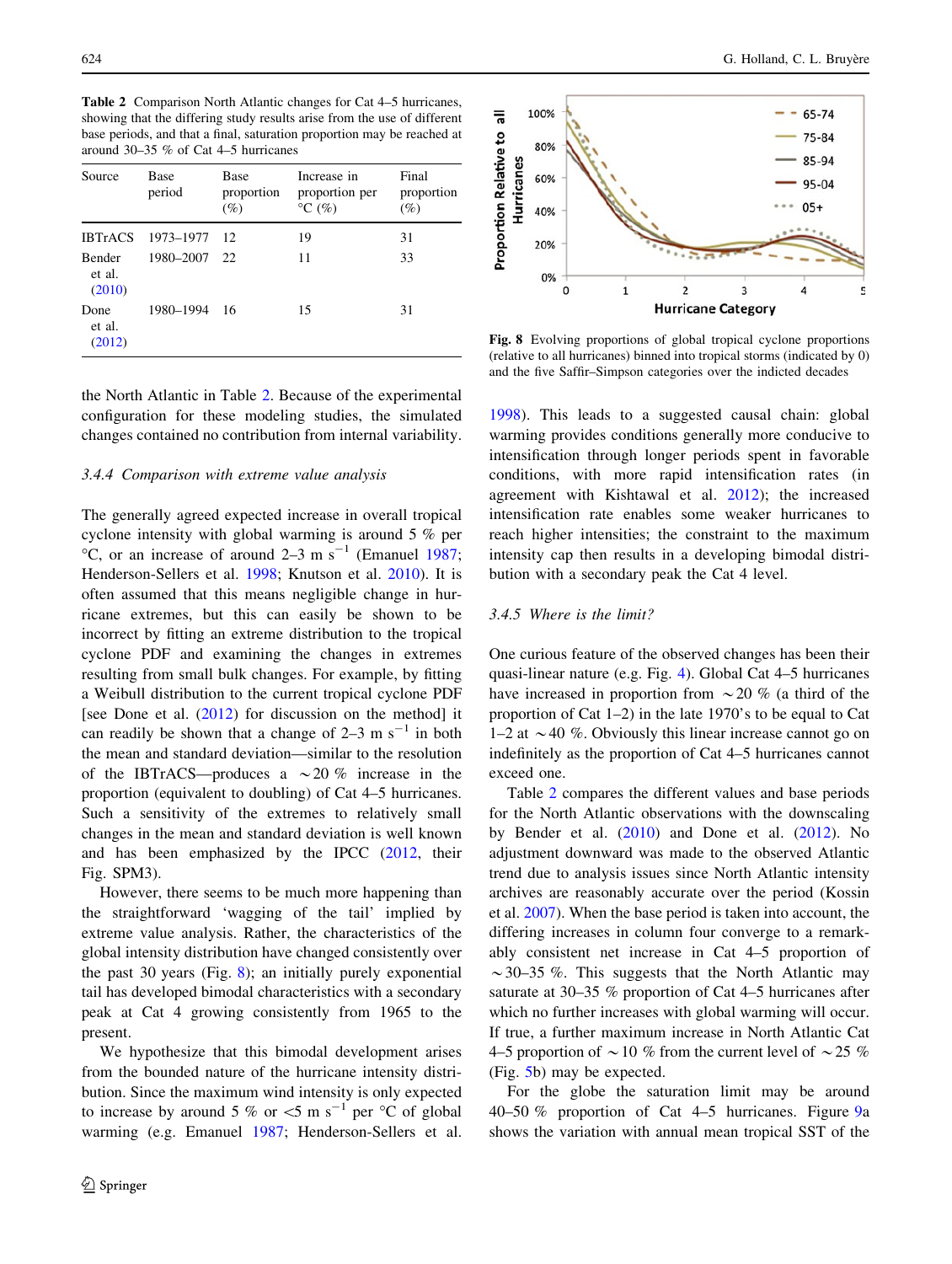**Table 2** Comparison North Atlantic changes for Cat 4–5 hurricanes, showing that the differing study results arise from the use of different base periods, and that a final, saturation proportion may be reached at around 30–35 % of Cat 4–5 hurricanes

| Source | Base period | Base proportion (%) | Increase in proportion per °C (%) | Final proportion (%) |
|---|---|---|---|---|
| IBTrACS | 1973–1977 | 12 | 19 | 31 |
| Bender et al. (2010) | 1980–2007 | 22 | 11 | 33 |
| Done et al. (2012) | 1980–1994 | 16 | 15 | 31 |

the North Atlantic in Table 2. Because of the experimental configuration for these modeling studies, the simulated changes contained no contribution from internal variability.

#### 3.4.4 Comparison with extreme value analysis

The generally agreed expected increase in overall tropical cyclone intensity with global warming is around 5 % per °C, or an increase of around 2–3 m $s^{-1}$ (Emanuel 1987; Henderson-Sellers et al. 1998; Knutson et al. 2010). It is often assumed that this means negligible change in hurricane extremes, but this can easily be shown to be incorrect by fitting an extreme distribution to the tropical cyclone PDF and examining the changes in extremes resulting from small bulk changes. For example, by fitting a Weibull distribution to the current tropical cyclone PDF [see Done et al. (2012) for discussion on the method] it can readily be shown that a change of 2–3 m $s^{-1}$ in both the mean and standard deviation—similar to the resolution of the IBTrACS—produces a ~20 % increase in the proportion (equivalent to doubling) of Cat 4–5 hurricanes. Such a sensitivity of the extremes to relatively small changes in the mean and standard deviation is well known and has been emphasized by the IPCC (2012, their Fig. SPM3).

However, there seems to be much more happening than the straightforward 'wagging of the tail' implied by extreme value analysis. Rather, the characteristics of the global intensity distribution have changed consistently over the past 30 years (Fig. 8); an initially purely exponential tail has developed bimodal characteristics with a secondary peak at Cat 4 growing consistently from 1965 to the present.

We hypothesize that this bimodal development arises from the bounded nature of the hurricane intensity distribution. Since the maximum wind intensity is only expected to increase by around 5 % or <5 m $s^{-1}$ per °C of global warming (e.g. Emanuel 1987; Henderson-Sellers et al. 1998). This leads to a suggested causal chain: global warming provides conditions generally more conducive to intensification through longer periods spent in favorable conditions, with more rapid intensification rates (in agreement with Kishtawal et al. 2012); the increased intensification rate enables some weaker hurricanes to reach higher intensities; the constraint to the maximum intensity cap then results in a developing bimodal distribution with a secondary peak the Cat 4 level.

**Fig. 8** Evolving proportions of global tropical cyclone proportions (relative to all hurricanes) binned into tropical storms (indicated by 0) and the five Saffir–Simpson categories over the indicted decades

#### 3.4.5 Where is the limit?

One curious feature of the observed changes has been their quasi-linear nature (e.g. Fig. 4). Global Cat 4–5 hurricanes have increased in proportion from ~20 % (a third of the proportion of Cat 1–2) in the late 1970's to be equal to Cat 1–2 at ~40 %. Obviously this linear increase cannot go on indefinitely as the proportion of Cat 4–5 hurricanes cannot exceed one.

Table 2 compares the different values and base periods for the North Atlantic observations with the downscaling by Bender et al. (2010) and Done et al. (2012). No adjustment downward was made to the observed Atlantic trend due to analysis issues since North Atlantic intensity archives are reasonably accurate over the period (Kossin et al. 2007). When the base period is taken into account, the differing increases in column four converge to a remarkably consistent net increase in Cat 4–5 proportion of ~30–35 %. This suggests that the North Atlantic may saturate at 30–35 % proportion of Cat 4–5 hurricanes after which no further increases with global warming will occur. If true, a further maximum increase in North Atlantic Cat 4–5 proportion of ~10 % from the current level of ~25 % (Fig. 5b) may be expected.

For the globe the saturation limit may be around 40–50 % proportion of Cat 4–5 hurricanes. Figure 9a shows the variation with annual mean tropical SST of the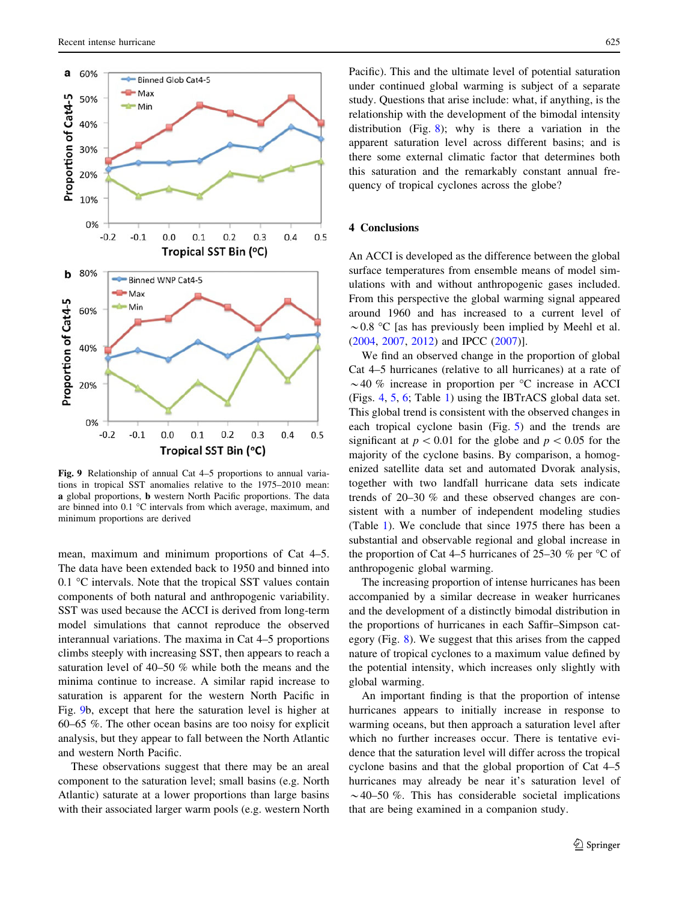Fig. 9 Relationship of annual Cat 4–5 proportions to annual variations in tropical SST anomalies relative to the 1975–2010 mean: **a** global proportions, **b** western North Pacific proportions. The data are binned into 0.1 °C intervals from which average, maximum, and minimum proportions are derived

mean, maximum and minimum proportions of Cat 4–5. The data have been extended back to 1950 and binned into 0.1 °C intervals. Note that the tropical SST values contain components of both natural and anthropogenic variability. SST was used because the ACCI is derived from long-term model simulations that cannot reproduce the observed interannual variations. The maxima in Cat 4–5 proportions climbs steeply with increasing SST, then appears to reach a saturation level of 40–50 % while both the means and the minima continue to increase. A similar rapid increase to saturation is apparent for the western North Pacific in Fig. 9b, except that here the saturation level is higher at 60–65 %. The other ocean basins are too noisy for explicit analysis, but they appear to fall between the North Atlantic and western North Pacific.

These observations suggest that there may be an areal component to the saturation level; small basins (e.g. North Atlantic) saturate at a lower proportions than large basins with their associated larger warm pools (e.g. western North Pacific). This and the ultimate level of potential saturation under continued global warming is subject of a separate study. Questions that arise include: what, if anything, is the relationship with the development of the bimodal intensity distribution (Fig. 8); why is there a variation in the apparent saturation level across different basins; and is there some external climatic factor that determines both this saturation and the remarkably constant annual frequency of tropical cyclones across the globe?

## 4 Conclusions

An ACCI is developed as the difference between the global surface temperatures from ensemble means of model simulations with and without anthropogenic gases included. From this perspective the global warming signal appeared around 1960 and has increased to a current level of ~0.8 °C [as has previously been implied by Meehl et al. (2004, 2007, 2012) and IPCC (2007)].

We find an observed change in the proportion of global Cat 4–5 hurricanes (relative to all hurricanes) at a rate of ~40 % increase in proportion per °C increase in ACCI (Figs. 4, 5, 6; Table 1) using the IBTrACS global data set. This global trend is consistent with the observed changes in each tropical cyclone basin (Fig. 5) and the trends are significant at $p < 0.01$ for the globe and $p < 0.05$ for the majority of the cyclone basins. By comparison, a homogenized satellite data set and automated Dvorak analysis, together with two landfall hurricane data sets indicate trends of 20–30 % and these observed changes are consistent with a number of independent modeling studies (Table 1). We conclude that since 1975 there has been a substantial and observable regional and global increase in the proportion of Cat 4–5 hurricanes of 25–30 % per °C of anthropogenic global warming.

The increasing proportion of intense hurricanes has been accompanied by a similar decrease in weaker hurricanes and the development of a distinctly bimodal distribution in the proportions of hurricanes in each Saffir–Simpson category (Fig. 8). We suggest that this arises from the capped nature of tropical cyclones to a maximum value defined by the potential intensity, which increases only slightly with global warming.

An important finding is that the proportion of intense hurricanes appears to initially increase in response to warming oceans, but then approach a saturation level after which no further increases occur. There is tentative evidence that the saturation level will differ across the tropical cyclone basins and that the global proportion of Cat 4–5 hurricanes may already be near it's saturation level of ~40–50 %. This has considerable societal implications that are being examined in a companion study.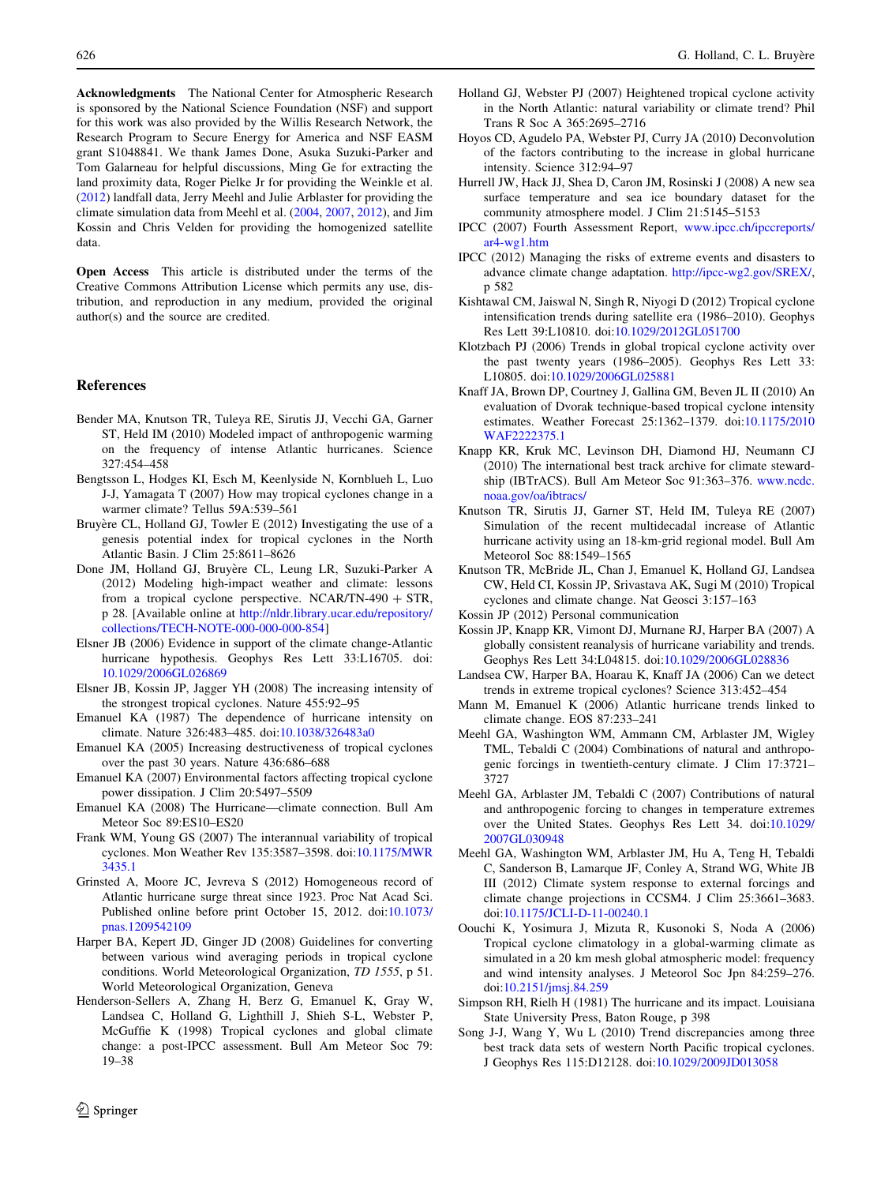**Acknowledgments** The National Center for Atmospheric Research is sponsored by the National Science Foundation (NSF) and support for this work was also provided by the Willis Research Network, the Research Program to Secure Energy for America and NSF EASM grant S1048841. We thank James Done, Asuka Suzuki-Parker and Tom Galarneau for helpful discussions, Ming Ge for extracting the land proximity data, Roger Pielke Jr for providing the Weinkle et al. (2012) landfall data, Jerry Meehl and Julie Arblaster for providing the climate simulation data from Meehl et al. (2004, 2007, 2012), and Jim Kossin and Chris Velden for providing the homogenized satellite data.

**Open Access** This article is distributed under the terms of the Creative Commons Attribution License which permits any use, distribution, and reproduction in any medium, provided the original author(s) and the source are credited.

## References

Bender MA, Knutson TR, Tuleya RE, Sirutis JJ, Vecchi GA, Garner ST, Held IM (2010) Modeled impact of anthropogenic warming on the frequency of intense Atlantic hurricanes. Science 327:454–458

Bengtsson L, Hodges KI, Esch M, Keenlyside N, Kornblueh L, Luo J-J, Yamagata T (2007) How may tropical cyclones change in a warmer climate? Tellus 59A:539–561

Bruyère CL, Holland GJ, Towler E (2012) Investigating the use of a genesis potential index for tropical cyclones in the North Atlantic Basin. J Clim 25:8611–8626

Done JM, Holland GJ, Bruyère CL, Leung LR, Suzuki-Parker A (2012) Modeling high-impact weather and climate: lessons from a tropical cyclone perspective. NCAR/TN-490 + STR, p 28. [Available online at http://nldr.library.ucar.edu/repository/collections/TECH-NOTE-000-000-000-854]

Elsner JB (2006) Evidence in support of the climate change-Atlantic hurricane hypothesis. Geophys Res Lett 33:L16705. doi:10.1029/2006GL026869

Elsner JB, Kossin JP, Jagger YH (2008) The increasing intensity of the strongest tropical cyclones. Nature 455:92–95

Emanuel KA (1987) The dependence of hurricane intensity on climate. Nature 326:483–485. doi:10.1038/326483a0

Emanuel KA (2005) Increasing destructiveness of tropical cyclones over the past 30 years. Nature 436:686–688

Emanuel KA (2007) Environmental factors affecting tropical cyclone power dissipation. J Clim 20:5497–5509

Emanuel KA (2008) The Hurricane—climate connection. Bull Am Meteor Soc 89:ES10–ES20

Frank WM, Young GS (2007) The interannual variability of tropical cyclones. Mon Weather Rev 135:3587–3598. doi:10.1175/MWR3435.1

Grinsted A, Moore JC, Jevreva S (2012) Homogeneous record of Atlantic hurricane surge threat since 1923. Proc Nat Acad Sci. Published online before print October 15, 2012. doi:10.1073/pnas.1209542109

Harper BA, Kepert JD, Ginger JD (2008) Guidelines for converting between various wind averaging periods in tropical cyclone conditions. World Meteorological Organization, *TD 1555*, p 51. World Meteorological Organization, Geneva

Henderson-Sellers A, Zhang H, Berz G, Emanuel K, Gray W, Landsea C, Holland G, Lighthill J, Shieh S-L, Webster P, McGuffie K (1998) Tropical cyclones and global climate change: a post-IPCC assessment. Bull Am Meteor Soc 79:19–38

Holland GJ, Webster PJ (2007) Heightened tropical cyclone activity in the North Atlantic: natural variability or climate trend? Phil Trans R Soc A 365:2695–2716

Hoyos CD, Agudelo PA, Webster PJ, Curry JA (2010) Deconvolution of the factors contributing to the increase in global hurricane intensity. Science 312:94–97

Hurrell JW, Hack JJ, Shea D, Caron JM, Rosinski J (2008) A new sea surface temperature and sea ice boundary dataset for the community atmosphere model. J Clim 21:5145–5153

IPCC (2007) Fourth Assessment Report, www.ipcc.ch/ipccreports/ar4-wg1.htm

IPCC (2012) Managing the risks of extreme events and disasters to advance climate change adaptation. http://ipcc-wg2.gov/SREX/, p 582

Kishtawal CM, Jaiswal N, Singh R, Niyogi D (2012) Tropical cyclone intensification trends during satellite era (1986–2010). Geophys Res Lett 39:L10810. doi:10.1029/2012GL051700

Klotzbach PJ (2006) Trends in global tropical cyclone activity over the past twenty years (1986–2005). Geophys Res Lett 33:L10805. doi:10.1029/2006GL025881

Knaff JA, Brown DP, Courtney J, Gallina GM, Beven JL II (2010) An evaluation of Dvorak technique-based tropical cyclone intensity estimates. Weather Forecast 25:1362–1379. doi:10.1175/2010WAF2222375.1

Knapp KR, Kruk MC, Levinson DH, Diamond HJ, Neumann CJ (2010) The international best track archive for climate stewardship (IBTrACS). Bull Am Meteor Soc 91:363–376. www.ncdc.noaa.gov/oa/ibtracs/

Knutson TR, Sirutis JJ, Garner ST, Held IM, Tuleya RE (2007) Simulation of the recent multidecadal increase of Atlantic hurricane activity using an 18-km-grid regional model. Bull Am Meteorol Soc 88:1549–1565

Knutson TR, McBride JL, Chan J, Emanuel K, Holland GJ, Landsea CW, Held CI, Kossin JP, Srivastava AK, Sugi M (2010) Tropical cyclones and climate change. Nat Geosci 3:157–163

Kossin JP (2012) Personal communication

Kossin JP, Knapp KR, Vimont DJ, Murnane RJ, Harper BA (2007) A globally consistent reanalysis of hurricane variability and trends. Geophys Res Lett 34:L04815. doi:10.1029/2006GL028836

Landsea CW, Harper BA, Hoarau K, Knaff JA (2006) Can we detect trends in extreme tropical cyclones? Science 313:452–454

Mann M, Emanuel K (2006) Atlantic hurricane trends linked to climate change. EOS 87:233–241

Meehl GA, Washington WM, Ammann CM, Arblaster JM, Wigley TML, Tebaldi C (2004) Combinations of natural and anthropogenic forcings in twentieth-century climate. J Clim 17:3721–3727

Meehl GA, Arblaster JM, Tebaldi C (2007) Contributions of natural and anthropogenic forcing to changes in temperature extremes over the United States. Geophys Res Lett 34. doi:10.1029/2007GL030948

Meehl GA, Washington WM, Arblaster JM, Hu A, Teng H, Tebaldi C, Sanderson B, Lamarque JF, Conley A, Strand WG, White JB III (2012) Climate system response to external forcings and climate change projections in CCSM4. J Clim 25:3661–3683. doi:10.1175/JCLI-D-11-00240.1

Oouchi K, Yosimura J, Mizuta R, Kusonoki S, Noda A (2006) Tropical cyclone climatology in a global-warming climate as simulated in a 20 km mesh global atmospheric model: frequency and wind intensity analyses. J Meteorol Soc Jpn 84:259–276. doi:10.2151/jmsj.84.259

Simpson RH, Rielh H (1981) The hurricane and its impact. Louisiana State University Press, Baton Rouge, p 398

Song J-J, Wang Y, Wu L (2010) Trend discrepancies among three best track data sets of western North Pacific tropical cyclones. J Geophys Res 115:D12128. doi:10.1029/2009JD013058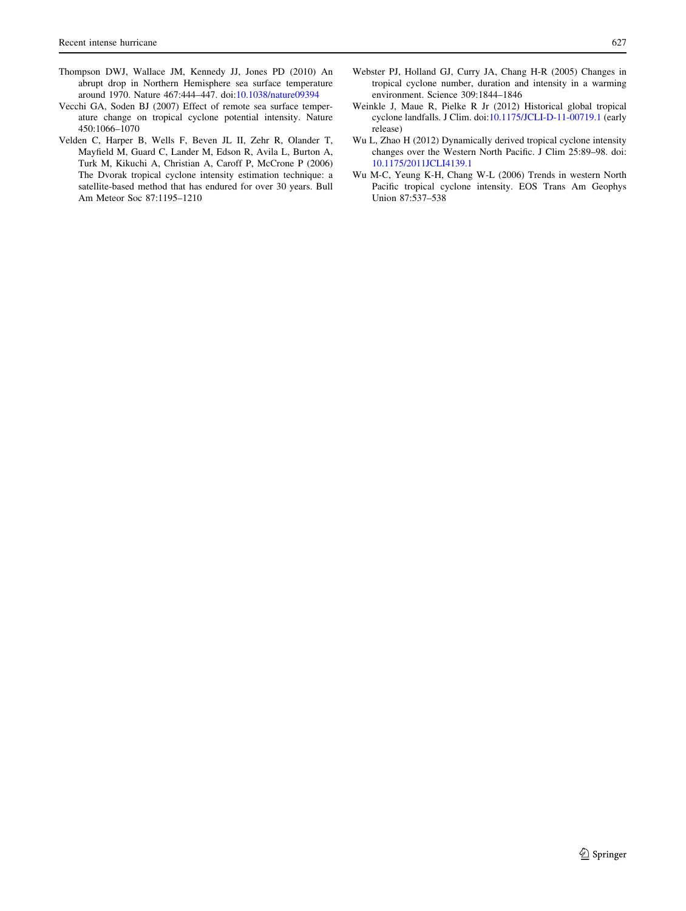Thompson DWJ, Wallace JM, Kennedy JJ, Jones PD (2010) An abrupt drop in Northern Hemisphere sea surface temperature around 1970. Nature 467:444–447. doi:10.1038/nature09394

Vecchi GA, Soden BJ (2007) Effect of remote sea surface temperature change on tropical cyclone potential intensity. Nature 450:1066–1070

Velden C, Harper B, Wells F, Beven JL II, Zehr R, Olander T, Mayfield M, Guard C, Lander M, Edson R, Avila L, Burton A, Turk M, Kikuchi A, Christian A, Caroff P, McCrone P (2006) The Dvorak tropical cyclone intensity estimation technique: a satellite-based method that has endured for over 30 years. Bull Am Meteor Soc 87:1195–1210

Webster PJ, Holland GJ, Curry JA, Chang H-R (2005) Changes in tropical cyclone number, duration and intensity in a warming environment. Science 309:1844–1846

Weinkle J, Maue R, Pielke R Jr (2012) Historical global tropical cyclone landfalls. J Clim. doi:10.1175/JCLI-D-11-00719.1 (early release)

Wu L, Zhao H (2012) Dynamically derived tropical cyclone intensity changes over the Western North Pacific. J Clim 25:89–98. doi: 10.1175/2011JCLI4139.1

Wu M-C, Yeung K-H, Chang W-L (2006) Trends in western North Pacific tropical cyclone intensity. EOS Trans Am Geophys Union 87:537–538